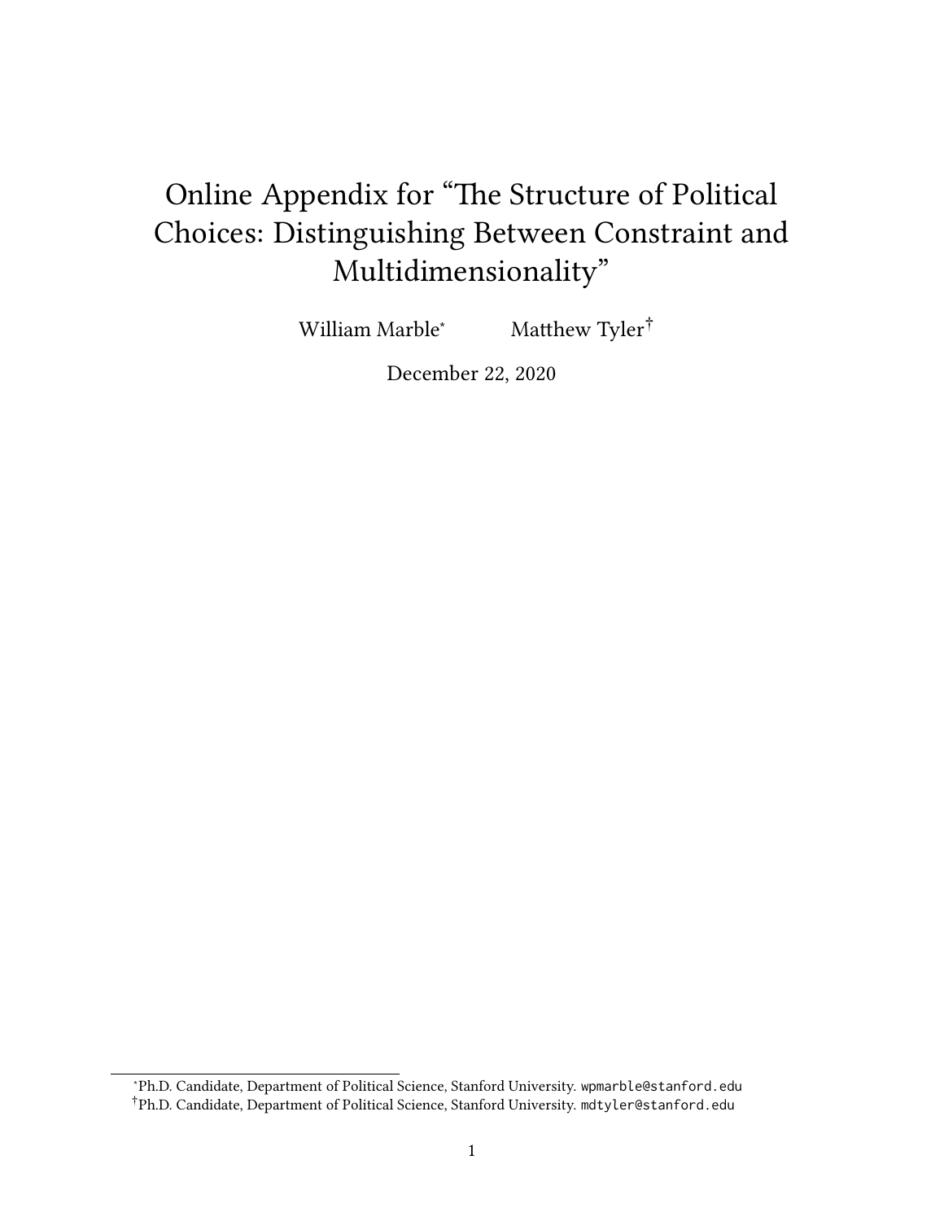# Online Appendix for "The Structure of Political Choices: Distinguishing Between Constraint and Multidimensionality"

William Marble[*] Matthew Tyler[†]

December 22, 2020

[*] Ph.D. Candidate, Department of Political Science, Stanford University. wpmarble@stanford.edu

[†] Ph.D. Candidate, Department of Political Science, Stanford University. mdtyler@stanford.edu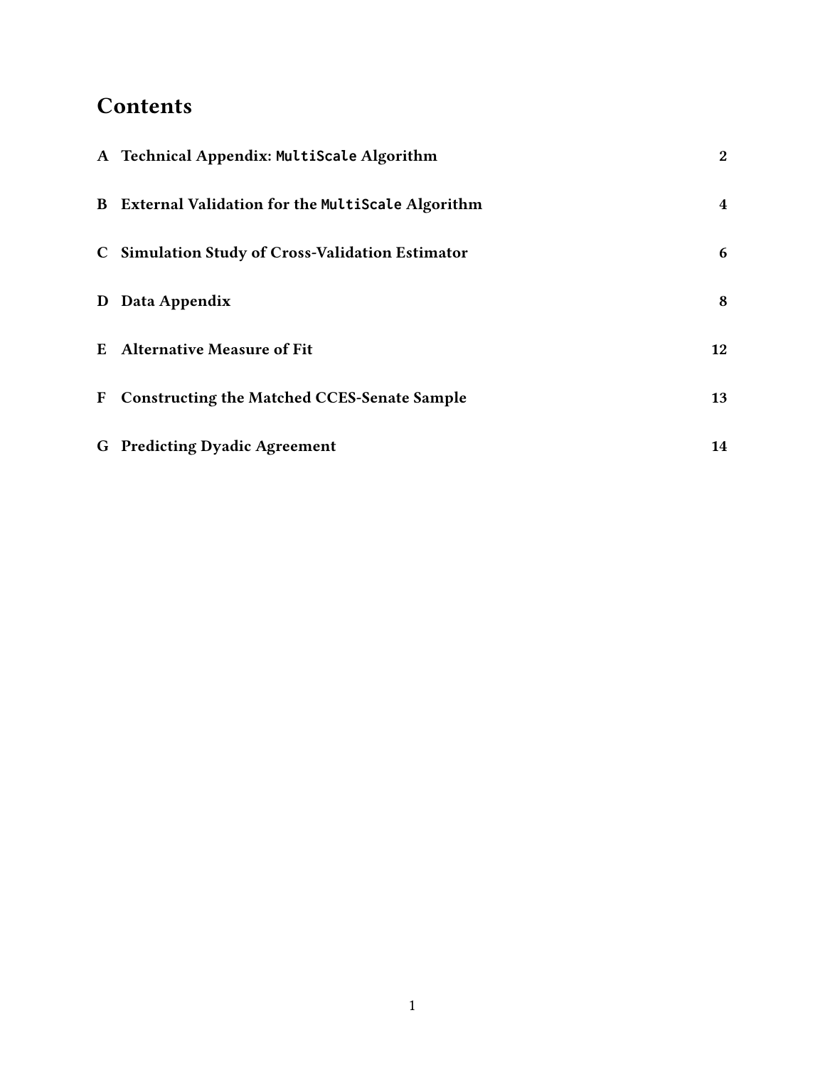# Contents

| | | |
|---|---|---|
| **A** | **Technical Appendix: `MultiScale` Algorithm** | **2** |
| **B** | **External Validation for the `MultiScale` Algorithm** | **4** |
| **C** | **Simulation Study of Cross-Validation Estimator** | **6** |
| **D** | **Data Appendix** | **8** |
| **E** | **Alternative Measure of Fit** | **12** |
| **F** | **Constructing the Matched CCES-Senate Sample** | **13** |
| **G** | **Predicting Dyadic Agreement** | **14** |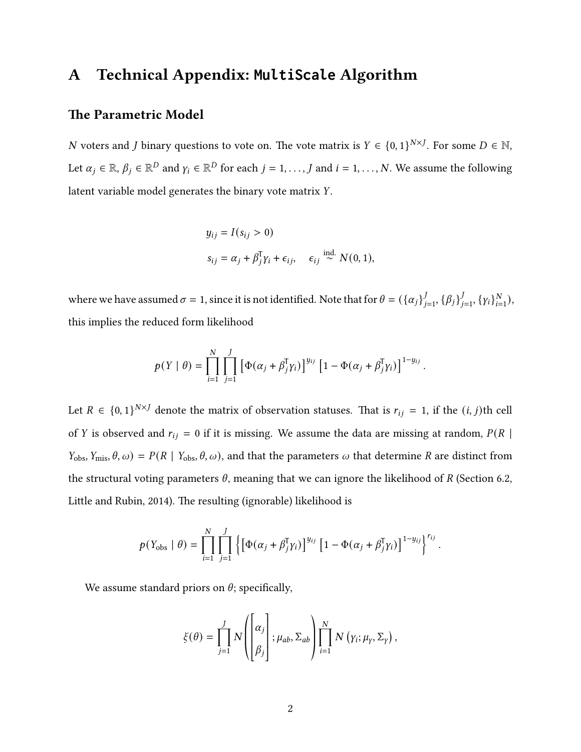# A Technical Appendix: MultiScale Algorithm

## The Parametric Model

$N$ voters and $J$ binary questions to vote on. The vote matrix is $Y \in \{0,1\}^{N \times J}$. For some $D \in \mathbb{N}$, Let $\alpha_j \in \mathbb{R}$, $\beta_j \in \mathbb{R}^D$ and $\gamma_i \in \mathbb{R}^D$ for each $j = 1, \ldots, J$ and $i = 1, \ldots, N$. We assume the following latent variable model generates the binary vote matrix $Y$.

$$
\begin{aligned}
y_{ij} &= I(s_{ij} > 0) \\
s_{ij} &= \alpha_j + \beta_j^\intercal \gamma_i + \epsilon_{ij}, \quad \epsilon_{ij} \overset{\text{ind.}}{\sim} N(0,1),
\end{aligned}
$$

where we have assumed $\sigma = 1$, since it is not identified. Note that for $\theta = (\{\alpha_j\}_{j=1}^J, \{\beta_j\}_{j=1}^J, \{\gamma_i\}_{i=1}^N)$, this implies the reduced form likelihood

$$
p(Y \mid \theta) = \prod_{i=1}^N \prod_{j=1}^J \left[\Phi(\alpha_j + \beta_j^\intercal \gamma_i)\right]^{y_{ij}} \left[1 - \Phi(\alpha_j + \beta_j^\intercal \gamma_i)\right]^{1-y_{ij}}.
$$

Let $R \in \{0,1\}^{N \times J}$ denote the matrix of observation statuses. That is $r_{ij} = 1$, if the $(i,j)$th cell of $Y$ is observed and $r_{ij} = 0$ if it is missing. We assume the data are missing at random, $P(R \mid Y_{\text{obs}}, Y_{\text{mis}}, \theta, \omega) = P(R \mid Y_{\text{obs}}, \theta, \omega)$, and that the parameters $\omega$ that determine $R$ are distinct from the structural voting parameters $\theta$, meaning that we can ignore the likelihood of $R$ (Section 6.2, Little and Rubin, 2014). The resulting (ignorable) likelihood is

$$
p(Y_{\text{obs}} \mid \theta) = \prod_{i=1}^N \prod_{j=1}^J \left\{\left[\Phi(\alpha_j + \beta_j^\intercal \gamma_i)\right]^{y_{ij}} \left[1 - \Phi(\alpha_j + \beta_j^\intercal \gamma_i)\right]^{1-y_{ij}}\right\}^{r_{ij}}.
$$

We assume standard priors on $\theta$; specifically,

$$
\xi(\theta) = \prod_{j=1}^J N\left(\begin{bmatrix} \alpha_j \\ \beta_j \end{bmatrix}; \mu_{ab}, \Sigma_{ab}\right) \prod_{i=1}^N N\left(\gamma_i; \mu_\gamma, \Sigma_\gamma\right),
$$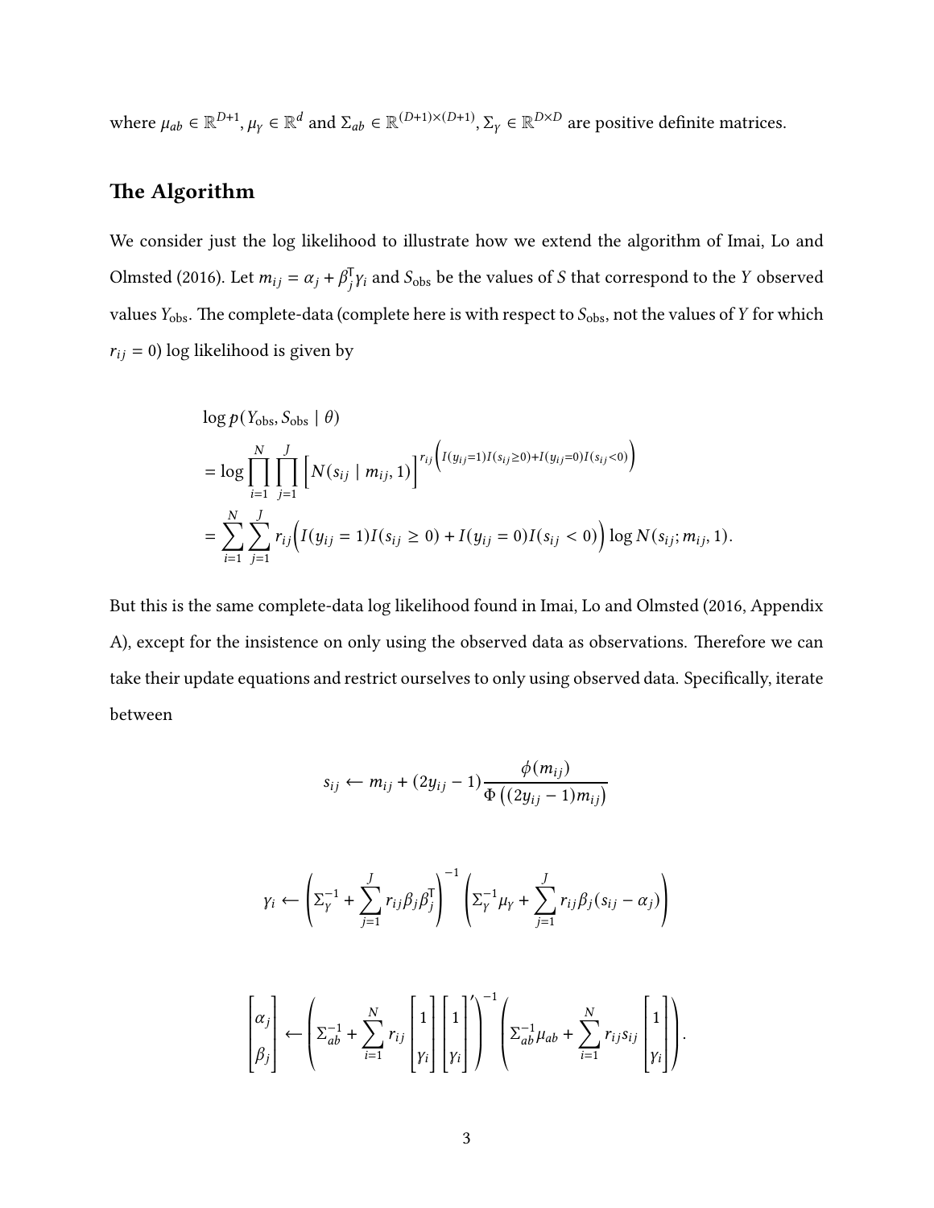where $\mu_{ab} \in \mathbb{R}^{D+1}$, $\mu_\gamma \in \mathbb{R}^d$ and $\Sigma_{ab} \in \mathbb{R}^{(D+1)\times(D+1)}$, $\Sigma_\gamma \in \mathbb{R}^{D\times D}$ are positive definite matrices.

## The Algorithm

We consider just the log likelihood to illustrate how we extend the algorithm of Imai, Lo and Olmsted (2016). Let $m_{ij} = \alpha_j + \beta_j^\intercal \gamma_i$ and $S_{\text{obs}}$ be the values of $S$ that correspond to the $Y$ observed values $Y_{\text{obs}}$. The complete-data (complete here is with respect to $S_{\text{obs}}$, not the values of $Y$ for which $r_{ij} = 0$) log likelihood is given by

$$
\begin{aligned}
&\log p(Y_{\text{obs}}, S_{\text{obs}} \mid \theta) \\
&= \log \prod_{i=1}^{N} \prod_{j=1}^{J} \Big[ N(s_{ij} \mid m_{ij}, 1) \Big]^{r_{ij}\left( I(y_{ij}=1) I(s_{ij} \geq 0) + I(y_{ij}=0) I(s_{ij} < 0) \right)} \\
&= \sum_{i=1}^{N} \sum_{j=1}^{J} r_{ij} \Big( I(y_{ij} = 1) I(s_{ij} \geq 0) + I(y_{ij} = 0) I(s_{ij} < 0) \Big) \log N(s_{ij}; m_{ij}, 1).
\end{aligned}
$$

But this is the same complete-data log likelihood found in Imai, Lo and Olmsted (2016, Appendix A), except for the insistence on only using the observed data as observations. Therefore we can take their update equations and restrict ourselves to only using observed data. Specifically, iterate between

$$
s_{ij} \leftarrow m_{ij} + (2y_{ij} - 1) \frac{\phi(m_{ij})}{\Phi\left( (2y_{ij} - 1) m_{ij} \right)}
$$

$$
\gamma_i \leftarrow \left( \Sigma_\gamma^{-1} + \sum_{j=1}^{J} r_{ij} \beta_j \beta_j^\intercal \right)^{-1} \left( \Sigma_\gamma^{-1} \mu_\gamma + \sum_{j=1}^{J} r_{ij} \beta_j (s_{ij} - \alpha_j) \right)
$$

$$
\begin{bmatrix} \alpha_j \\ \beta_j \end{bmatrix} \leftarrow \left( \Sigma_{ab}^{-1} + \sum_{i=1}^{N} r_{ij} \begin{bmatrix} 1 \\ \gamma_i \end{bmatrix} \begin{bmatrix} 1 \\ \gamma_i \end{bmatrix}' \right)^{-1} \left( \Sigma_{ab}^{-1} \mu_{ab} + \sum_{i=1}^{N} r_{ij} s_{ij} \begin{bmatrix} 1 \\ \gamma_i \end{bmatrix} \right).
$$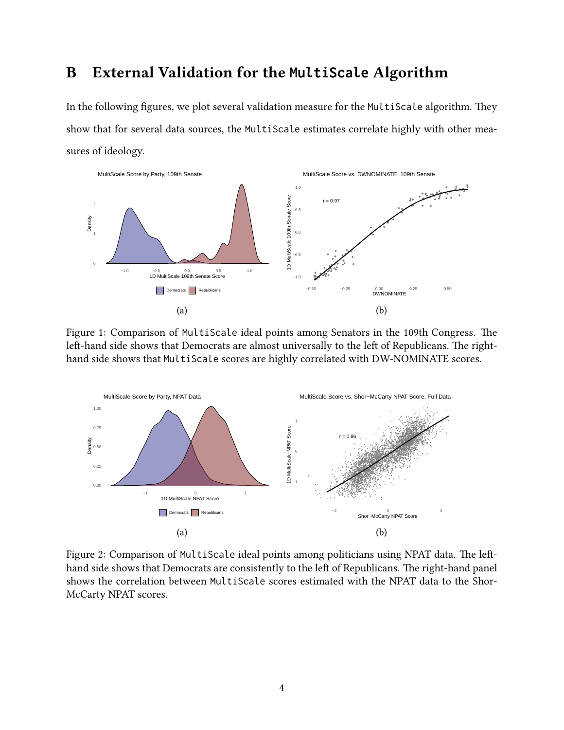# B External Validation for the `MultiScale` Algorithm

In the following figures, we plot several validation measure for the `MultiScale` algorithm. They show that for several data sources, the `MultiScale` estimates correlate highly with other measures of ideology.

(a)

(b)

Figure 1: Comparison of `MultiScale` ideal points among Senators in the 109th Congress. The left-hand side shows that Democrats are almost universally to the left of Republicans. The right-hand side shows that `MultiScale` scores are highly correlated with DW-NOMINATE scores.

(a)

(b)

Figure 2: Comparison of `MultiScale` ideal points among politicians using NPAT data. The left-hand side shows that Democrats are consistently to the left of Republicans. The right-hand panel shows the correlation between `MultiScale` scores estimated with the NPAT data to the Shor-McCarty NPAT scores.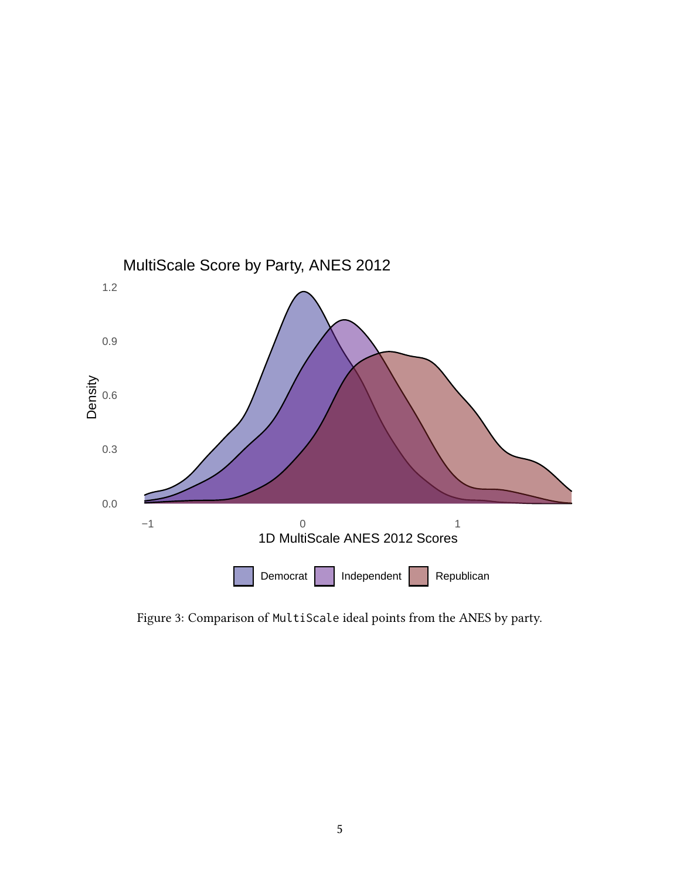Figure 3: Comparison of `MultiScale` ideal points from the ANES by party.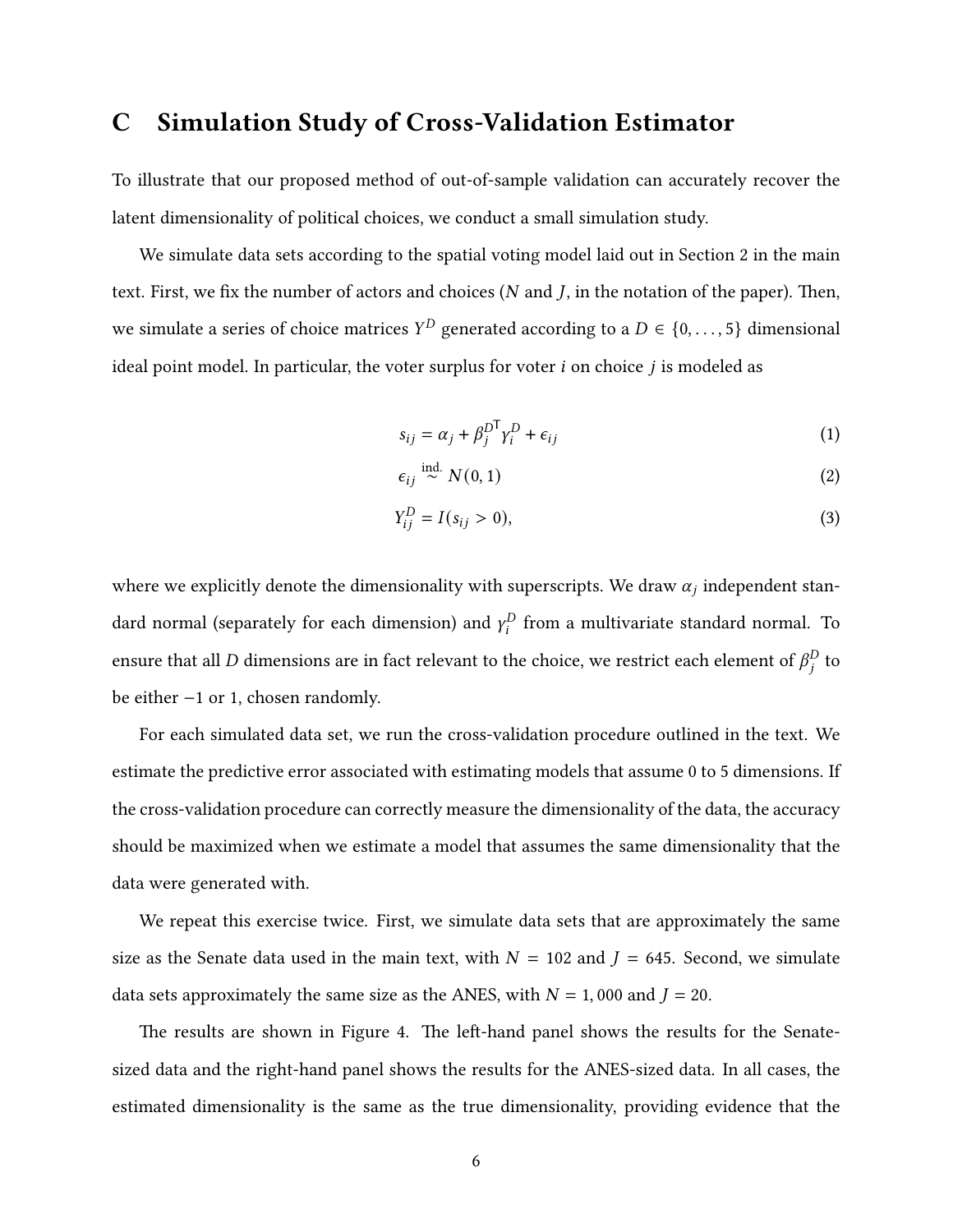# C Simulation Study of Cross-Validation Estimator

To illustrate that our proposed method of out-of-sample validation can accurately recover the latent dimensionality of political choices, we conduct a small simulation study.

We simulate data sets according to the spatial voting model laid out in Section 2 in the main text. First, we fix the number of actors and choices ($N$ and $J$, in the notation of the paper). Then, we simulate a series of choice matrices $Y^D$ generated according to a $D \in \{0, \ldots, 5\}$ dimensional ideal point model. In particular, the voter surplus for voter $i$ on choice $j$ is modeled as

$$s_{ij} = \alpha_j + \beta_j^{D^{\mathsf{T}}} \gamma_i^D + \epsilon_{ij} \tag{1}$$

$$\epsilon_{ij} \overset{\text{ind.}}{\sim} N(0, 1) \tag{2}$$

$$Y_{ij}^D = I(s_{ij} > 0), \tag{3}$$

where we explicitly denote the dimensionality with superscripts. We draw $\alpha_j$ independent standard normal (separately for each dimension) and $\gamma_i^D$ from a multivariate standard normal. To ensure that all $D$ dimensions are in fact relevant to the choice, we restrict each element of $\beta_j^D$ to be either $-1$ or 1, chosen randomly.

For each simulated data set, we run the cross-validation procedure outlined in the text. We estimate the predictive error associated with estimating models that assume 0 to 5 dimensions. If the cross-validation procedure can correctly measure the dimensionality of the data, the accuracy should be maximized when we estimate a model that assumes the same dimensionality that the data were generated with.

We repeat this exercise twice. First, we simulate data sets that are approximately the same size as the Senate data used in the main text, with $N = 102$ and $J = 645$. Second, we simulate data sets approximately the same size as the ANES, with $N = 1,000$ and $J = 20$.

The results are shown in Figure 4. The left-hand panel shows the results for the Senate-sized data and the right-hand panel shows the results for the ANES-sized data. In all cases, the estimated dimensionality is the same as the true dimensionality, providing evidence that the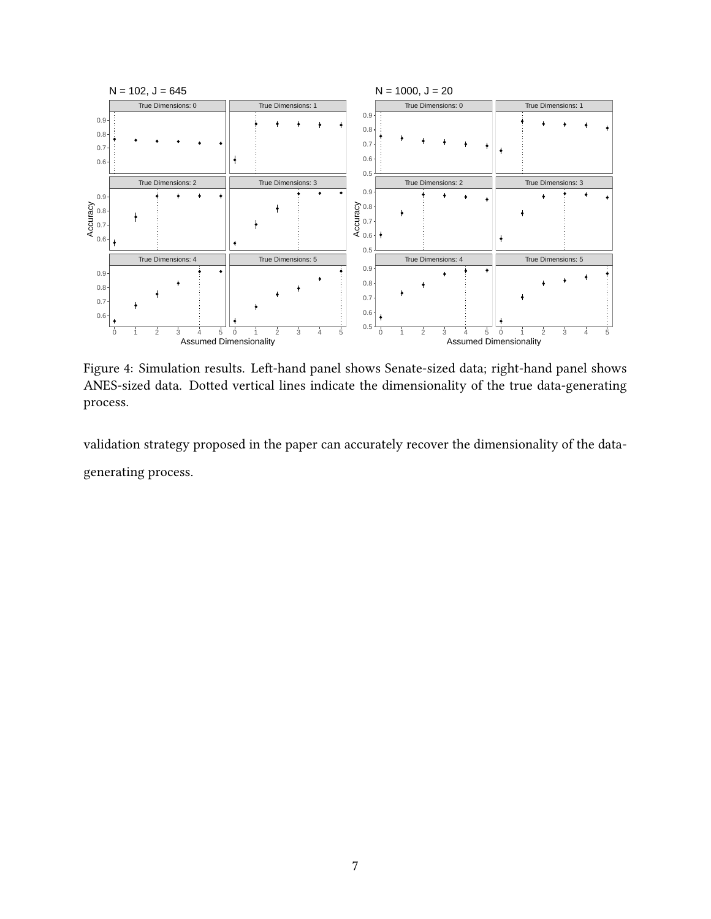Figure 4: Simulation results. Left-hand panel shows Senate-sized data; right-hand panel shows ANES-sized data. Dotted vertical lines indicate the dimensionality of the true data-generating process.

validation strategy proposed in the paper can accurately recover the dimensionality of the data-generating process.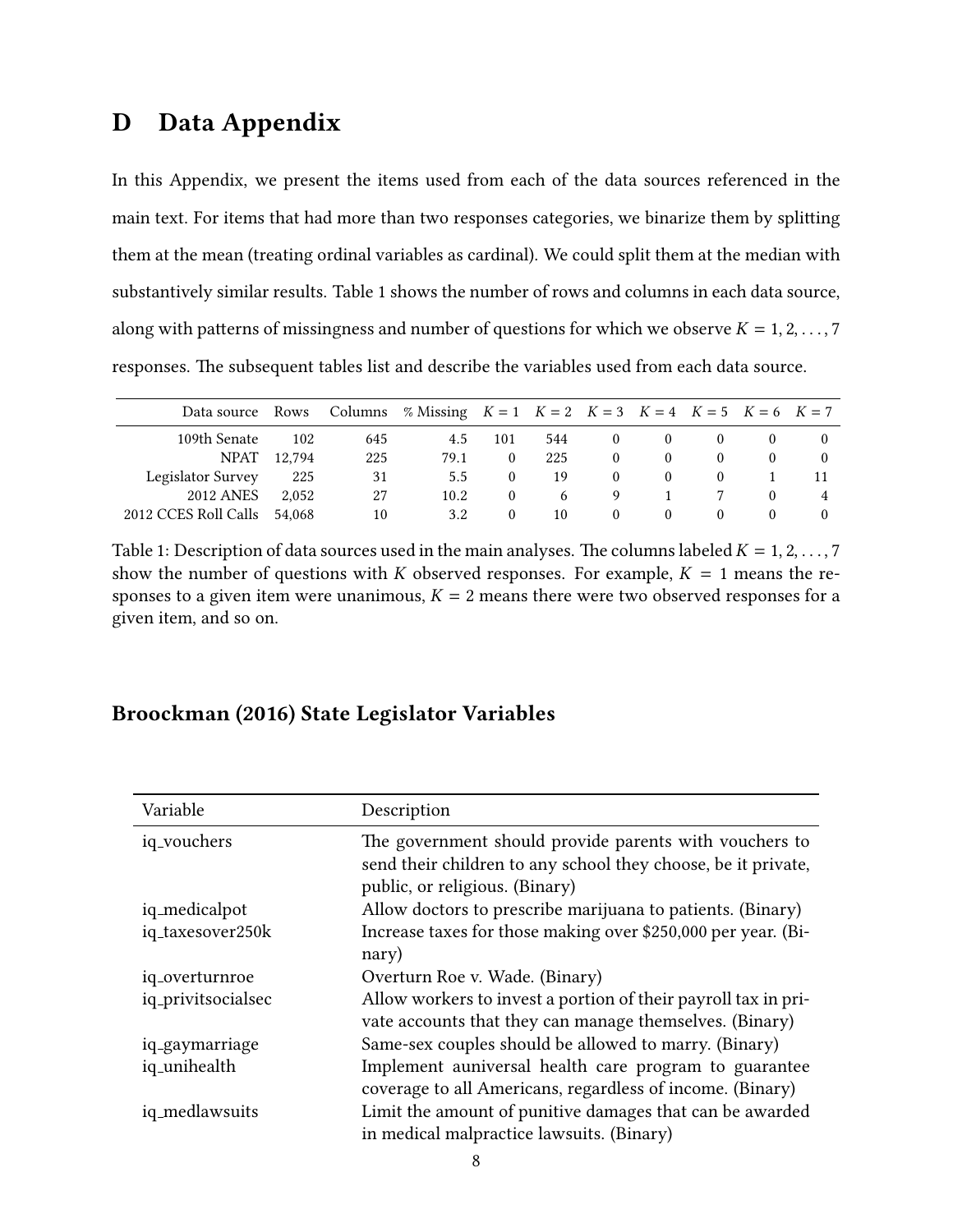# D Data Appendix

In this Appendix, we present the items used from each of the data sources referenced in the main text. For items that had more than two responses categories, we binarize them by splitting them at the mean (treating ordinal variables as cardinal). We could split them at the median with substantively similar results. Table 1 shows the number of rows and columns in each data source, along with patterns of missingness and number of questions for which we observe $K = 1, 2, \ldots, 7$ responses. The subsequent tables list and describe the variables used from each data source.

| Data source | Rows | Columns | % Missing | $K = 1$ | $K = 2$ | $K = 3$ | $K = 4$ | $K = 5$ | $K = 6$ | $K = 7$ |
|---|---|---|---|---|---|---|---|---|---|---|
| 109th Senate | 102 | 645 | 4.5 | 101 | 544 | 0 | 0 | 0 | 0 | 0 |
| NPAT | 12,794 | 225 | 79.1 | 0 | 225 | 0 | 0 | 0 | 0 | 0 |
| Legislator Survey | 225 | 31 | 5.5 | 0 | 19 | 0 | 0 | 0 | 1 | 11 |
| 2012 ANES | 2,052 | 27 | 10.2 | 0 | 6 | 9 | 1 | 7 | 0 | 4 |
| 2012 CCES Roll Calls | 54,068 | 10 | 3.2 | 0 | 10 | 0 | 0 | 0 | 0 | 0 |

Table 1: Description of data sources used in the main analyses. The columns labeled $K = 1, 2, \ldots, 7$ show the number of questions with $K$ observed responses. For example, $K = 1$ means the responses to a given item were unanimous, $K = 2$ means there were two observed responses for a given item, and so on.

## Broockman (2016) State Legislator Variables

| Variable | Description |
|---|---|
| iq_vouchers | The government should provide parents with vouchers to send their children to any school they choose, be it private, public, or religious. (Binary) |
| iq_medicalpot | Allow doctors to prescribe marijuana to patients. (Binary) |
| iq_taxesover250k | Increase taxes for those making over $250,000 per year. (Binary) |
| iq_overturnroe | Overturn Roe v. Wade. (Binary) |
| iq_privitsocialsec | Allow workers to invest a portion of their payroll tax in private accounts that they can manage themselves. (Binary) |
| iq_gaymarriage | Same-sex couples should be allowed to marry. (Binary) |
| iq_unihealth | Implement auniversal health care program to guarantee coverage to all Americans, regardless of income. (Binary) |
| iq_medlawsuits | Limit the amount of punitive damages that can be awarded in medical malpractice lawsuits. (Binary) |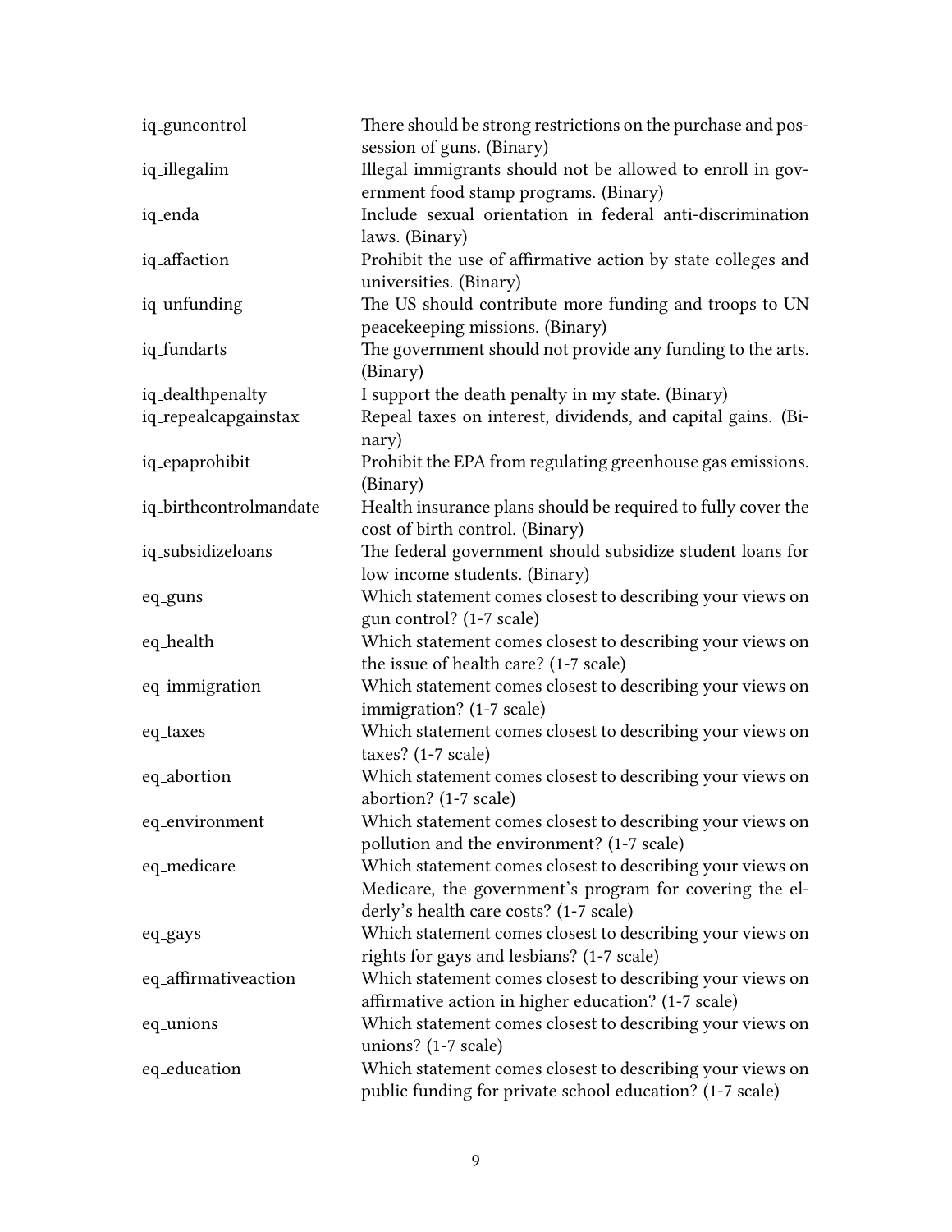| | |
|---|---|
| iq_guncontrol | There should be strong restrictions on the purchase and possession of guns. (Binary) |
| iq_illegalim | Illegal immigrants should not be allowed to enroll in government food stamp programs. (Binary) |
| iq_enda | Include sexual orientation in federal anti-discrimination laws. (Binary) |
| iq_affaction | Prohibit the use of affirmative action by state colleges and universities. (Binary) |
| iq_unfunding | The US should contribute more funding and troops to UN peacekeeping missions. (Binary) |
| iq_fundarts | The government should not provide any funding to the arts. (Binary) |
| iq_dealthpenalty | I support the death penalty in my state. (Binary) |
| iq_repealcapgainstax | Repeal taxes on interest, dividends, and capital gains. (Binary) |
| iq_epaprohibit | Prohibit the EPA from regulating greenhouse gas emissions. (Binary) |
| iq_birthcontrolmandate | Health insurance plans should be required to fully cover the cost of birth control. (Binary) |
| iq_subsidizeloans | The federal government should subsidize student loans for low income students. (Binary) |
| eq_guns | Which statement comes closest to describing your views on gun control? (1-7 scale) |
| eq_health | Which statement comes closest to describing your views on the issue of health care? (1-7 scale) |
| eq_immigration | Which statement comes closest to describing your views on immigration? (1-7 scale) |
| eq_taxes | Which statement comes closest to describing your views on taxes? (1-7 scale) |
| eq_abortion | Which statement comes closest to describing your views on abortion? (1-7 scale) |
| eq_environment | Which statement comes closest to describing your views on pollution and the environment? (1-7 scale) |
| eq_medicare | Which statement comes closest to describing your views on Medicare, the government's program for covering the elderly's health care costs? (1-7 scale) |
| eq_gays | Which statement comes closest to describing your views on rights for gays and lesbians? (1-7 scale) |
| eq_affirmativeaction | Which statement comes closest to describing your views on affirmative action in higher education? (1-7 scale) |
| eq_unions | Which statement comes closest to describing your views on unions? (1-7 scale) |
| eq_education | Which statement comes closest to describing your views on public funding for private school education? (1-7 scale) |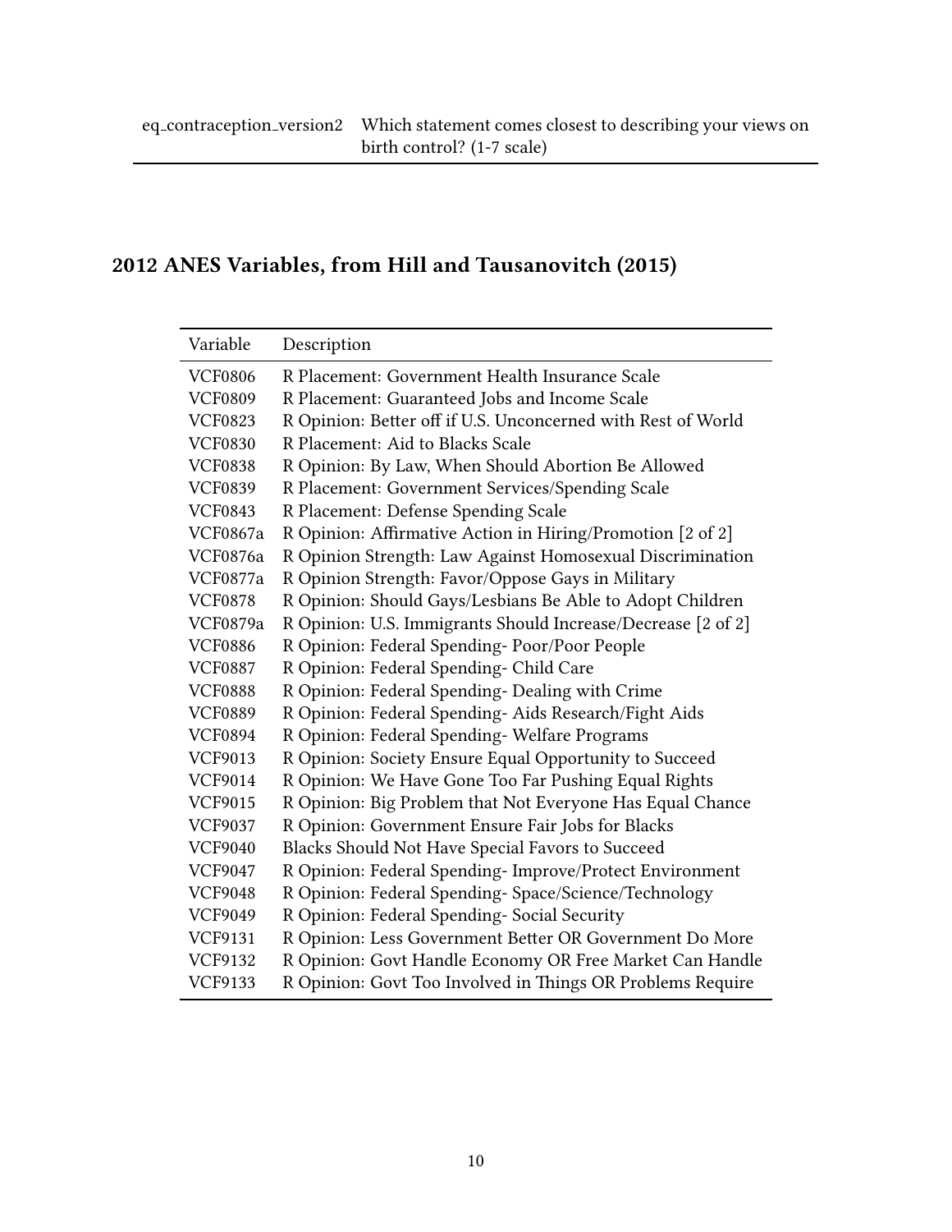| | |
|---|---|
| eq_contraception_version2 | Which statement comes closest to describing your views on birth control? (1-7 scale) |

## 2012 ANES Variables, from Hill and Tausanovitch (2015)

| Variable | Description |
|---|---|
| VCF0806 | R Placement: Government Health Insurance Scale |
| VCF0809 | R Placement: Guaranteed Jobs and Income Scale |
| VCF0823 | R Opinion: Better off if U.S. Unconcerned with Rest of World |
| VCF0830 | R Placement: Aid to Blacks Scale |
| VCF0838 | R Opinion: By Law, When Should Abortion Be Allowed |
| VCF0839 | R Placement: Government Services/Spending Scale |
| VCF0843 | R Placement: Defense Spending Scale |
| VCF0867a | R Opinion: Affirmative Action in Hiring/Promotion [2 of 2] |
| VCF0876a | R Opinion Strength: Law Against Homosexual Discrimination |
| VCF0877a | R Opinion Strength: Favor/Oppose Gays in Military |
| VCF0878 | R Opinion: Should Gays/Lesbians Be Able to Adopt Children |
| VCF0879a | R Opinion: U.S. Immigrants Should Increase/Decrease [2 of 2] |
| VCF0886 | R Opinion: Federal Spending- Poor/Poor People |
| VCF0887 | R Opinion: Federal Spending- Child Care |
| VCF0888 | R Opinion: Federal Spending- Dealing with Crime |
| VCF0889 | R Opinion: Federal Spending- Aids Research/Fight Aids |
| VCF0894 | R Opinion: Federal Spending- Welfare Programs |
| VCF9013 | R Opinion: Society Ensure Equal Opportunity to Succeed |
| VCF9014 | R Opinion: We Have Gone Too Far Pushing Equal Rights |
| VCF9015 | R Opinion: Big Problem that Not Everyone Has Equal Chance |
| VCF9037 | R Opinion: Government Ensure Fair Jobs for Blacks |
| VCF9040 | Blacks Should Not Have Special Favors to Succeed |
| VCF9047 | R Opinion: Federal Spending- Improve/Protect Environment |
| VCF9048 | R Opinion: Federal Spending- Space/Science/Technology |
| VCF9049 | R Opinion: Federal Spending- Social Security |
| VCF9131 | R Opinion: Less Government Better OR Government Do More |
| VCF9132 | R Opinion: Govt Handle Economy OR Free Market Can Handle |
| VCF9133 | R Opinion: Govt Too Involved in Things OR Problems Require |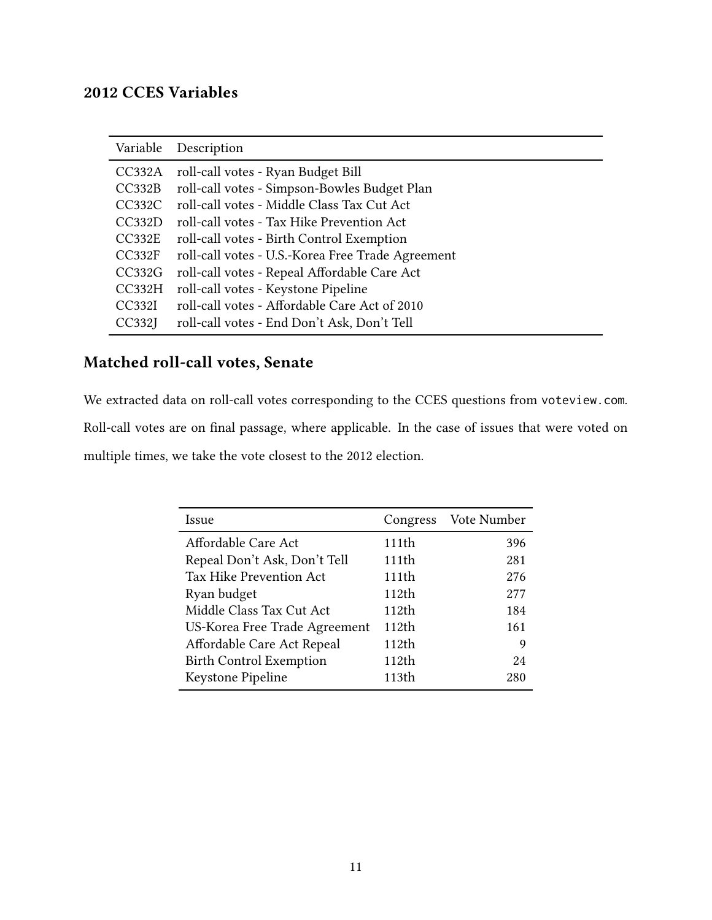## 2012 CCES Variables

| Variable | Description |
|---|---|
| CC332A | roll-call votes - Ryan Budget Bill |
| CC332B | roll-call votes - Simpson-Bowles Budget Plan |
| CC332C | roll-call votes - Middle Class Tax Cut Act |
| CC332D | roll-call votes - Tax Hike Prevention Act |
| CC332E | roll-call votes - Birth Control Exemption |
| CC332F | roll-call votes - U.S.-Korea Free Trade Agreement |
| CC332G | roll-call votes - Repeal Affordable Care Act |
| CC332H | roll-call votes - Keystone Pipeline |
| CC332I | roll-call votes - Affordable Care Act of 2010 |
| CC332J | roll-call votes - End Don't Ask, Don't Tell |

## Matched roll-call votes, Senate

We extracted data on roll-call votes corresponding to the CCES questions from voteview.com. Roll-call votes are on final passage, where applicable. In the case of issues that were voted on multiple times, we take the vote closest to the 2012 election.

| Issue | Congress | Vote Number |
|---|---|---|
| Affordable Care Act | 111th | 396 |
| Repeal Don't Ask, Don't Tell | 111th | 281 |
| Tax Hike Prevention Act | 111th | 276 |
| Ryan budget | 112th | 277 |
| Middle Class Tax Cut Act | 112th | 184 |
| US-Korea Free Trade Agreement | 112th | 161 |
| Affordable Care Act Repeal | 112th | 9 |
| Birth Control Exemption | 112th | 24 |
| Keystone Pipeline | 113th | 280 |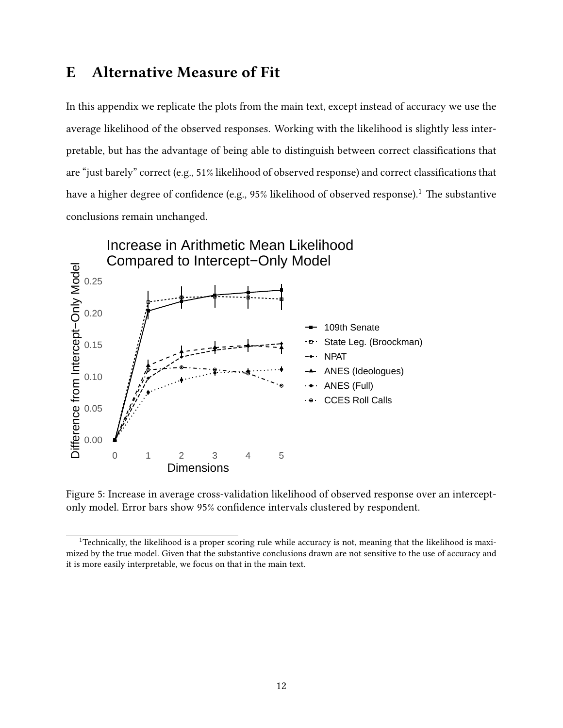# E Alternative Measure of Fit

In this appendix we replicate the plots from the main text, except instead of accuracy we use the average likelihood of the observed responses. Working with the likelihood is slightly less interpretable, but has the advantage of being able to distinguish between correct classifications that are "just barely" correct (e.g., 51% likelihood of observed response) and correct classifications that have a higher degree of confidence (e.g., 95% likelihood of observed response).[1] The substantive conclusions remain unchanged.

Figure 5: Increase in average cross-validation likelihood of observed response over an intercept-only model. Error bars show 95% confidence intervals clustered by respondent.

[1] Technically, the likelihood is a proper scoring rule while accuracy is not, meaning that the likelihood is maximized by the true model. Given that the substantive conclusions drawn are not sensitive to the use of accuracy and it is more easily interpretable, we focus on that in the main text.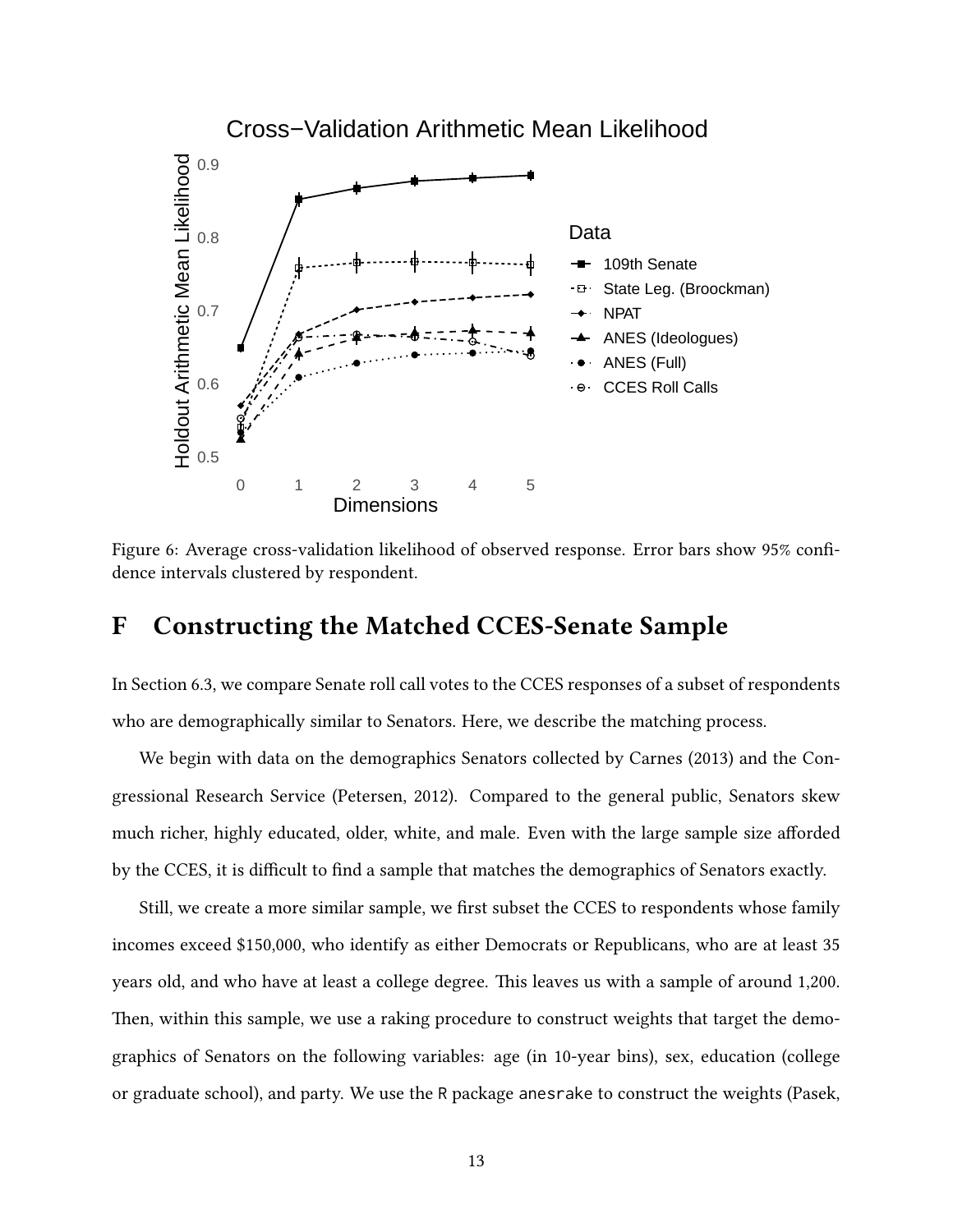Figure 6: Average cross-validation likelihood of observed response. Error bars show 95% confidence intervals clustered by respondent.

## F Constructing the Matched CCES-Senate Sample

In Section 6.3, we compare Senate roll call votes to the CCES responses of a subset of respondents who are demographically similar to Senators. Here, we describe the matching process.

We begin with data on the demographics Senators collected by Carnes (2013) and the Congressional Research Service (Petersen, 2012). Compared to the general public, Senators skew much richer, highly educated, older, white, and male. Even with the large sample size afforded by the CCES, it is difficult to find a sample that matches the demographics of Senators exactly.

Still, we create a more similar sample, we first subset the CCES to respondents whose family incomes exceed \$150,000, who identify as either Democrats or Republicans, who are at least 35 years old, and who have at least a college degree. This leaves us with a sample of around 1,200. Then, within this sample, we use a raking procedure to construct weights that target the demographics of Senators on the following variables: age (in 10-year bins), sex, education (college or graduate school), and party. We use the `R` package `anesrake` to construct the weights (Pasek,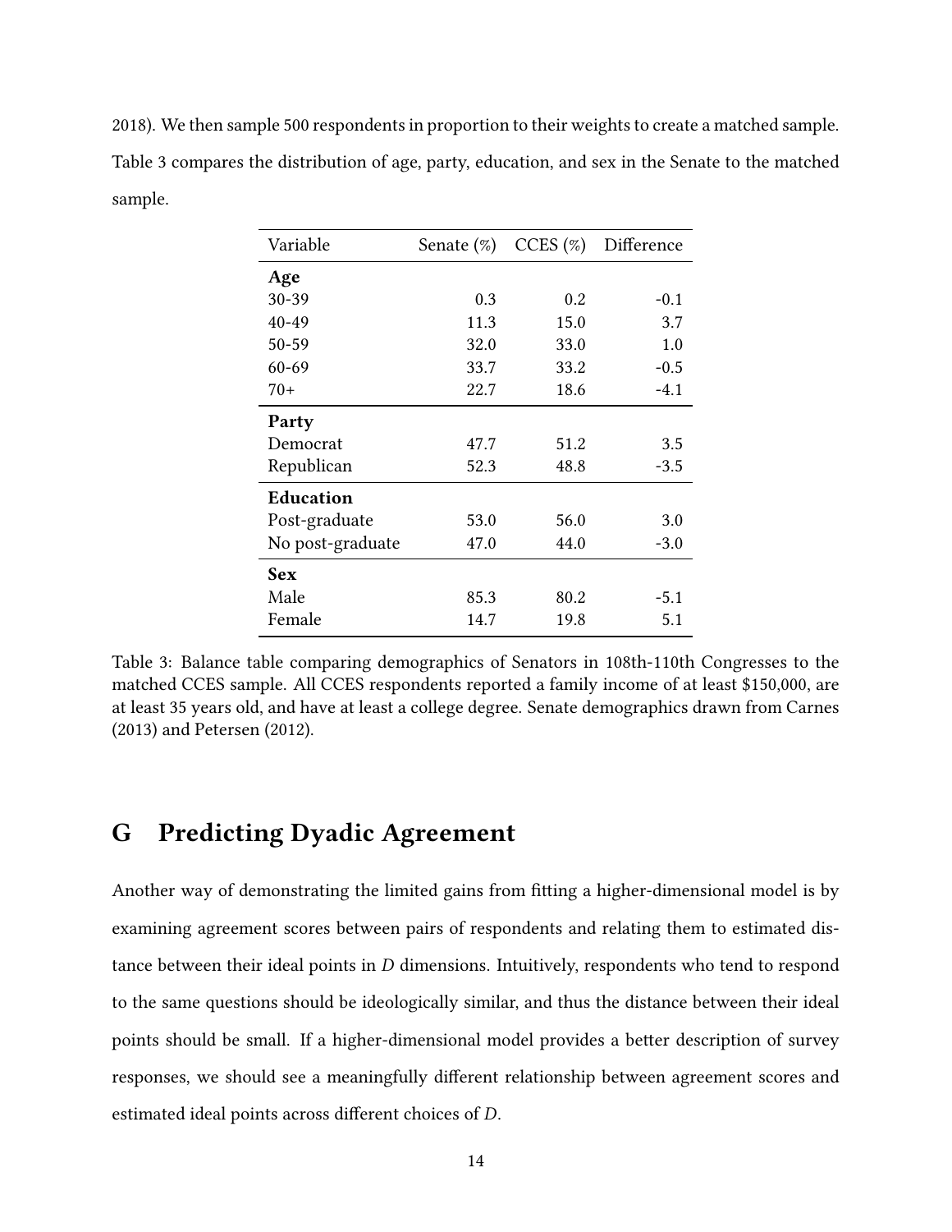2018). We then sample 500 respondents in proportion to their weights to create a matched sample. Table 3 compares the distribution of age, party, education, and sex in the Senate to the matched sample.

| Variable | Senate (%) | CCES (%) | Difference |
|---|---|---|---|
| **Age** | | | |
| 30-39 | 0.3 | 0.2 | -0.1 |
| 40-49 | 11.3 | 15.0 | 3.7 |
| 50-59 | 32.0 | 33.0 | 1.0 |
| 60-69 | 33.7 | 33.2 | -0.5 |
| 70+ | 22.7 | 18.6 | -4.1 |
| **Party** | | | |
| Democrat | 47.7 | 51.2 | 3.5 |
| Republican | 52.3 | 48.8 | -3.5 |
| **Education** | | | |
| Post-graduate | 53.0 | 56.0 | 3.0 |
| No post-graduate | 47.0 | 44.0 | -3.0 |
| **Sex** | | | |
| Male | 85.3 | 80.2 | -5.1 |
| Female | 14.7 | 19.8 | 5.1 |

Table 3: Balance table comparing demographics of Senators in 108th-110th Congresses to the matched CCES sample. All CCES respondents reported a family income of at least $150,000, are at least 35 years old, and have at least a college degree. Senate demographics drawn from Carnes (2013) and Petersen (2012).

# G Predicting Dyadic Agreement

Another way of demonstrating the limited gains from fitting a higher-dimensional model is by examining agreement scores between pairs of respondents and relating them to estimated distance between their ideal points in $D$ dimensions. Intuitively, respondents who tend to respond to the same questions should be ideologically similar, and thus the distance between their ideal points should be small. If a higher-dimensional model provides a better description of survey responses, we should see a meaningfully different relationship between agreement scores and estimated ideal points across different choices of $D$.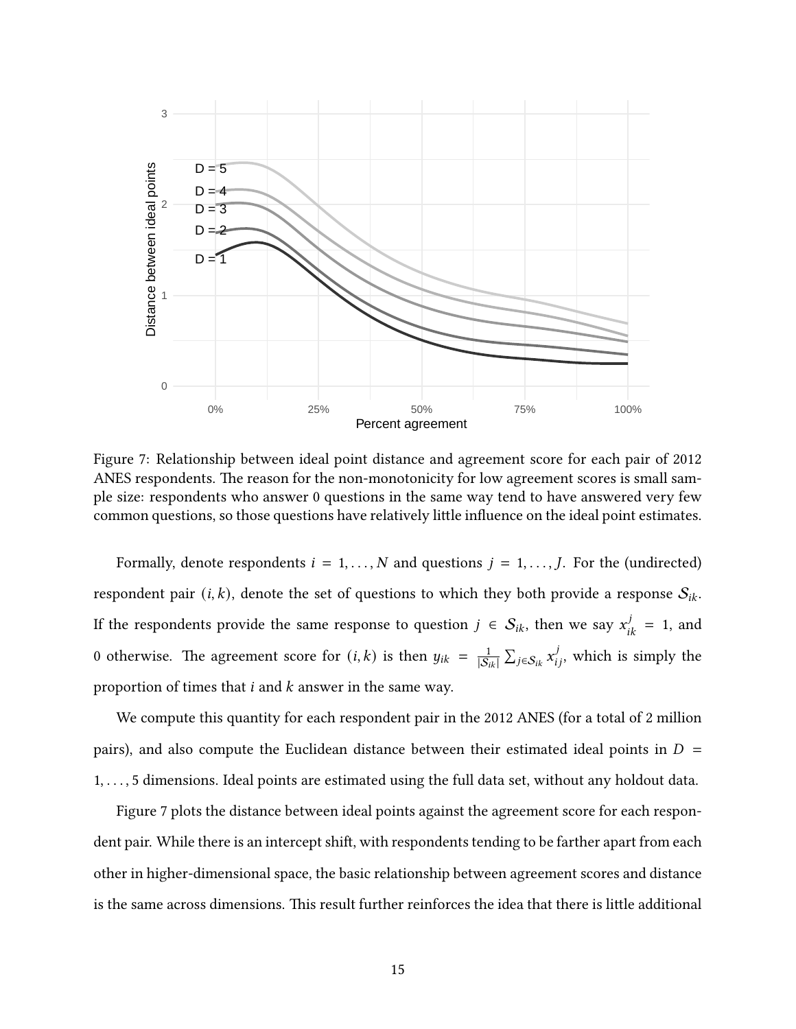Figure 7: Relationship between ideal point distance and agreement score for each pair of 2012 ANES respondents. The reason for the non-monotonicity for low agreement scores is small sample size: respondents who answer 0 questions in the same way tend to have answered very few common questions, so those questions have relatively little influence on the ideal point estimates.

Formally, denote respondents $i = 1, \ldots, N$ and questions $j = 1, \ldots, J$. For the (undirected) respondent pair $(i, k)$, denote the set of questions to which they both provide a response $\mathcal{S}_{ik}$. If the respondents provide the same response to question $j \in \mathcal{S}_{ik}$, then we say $x_{ik}^{j} = 1$, and 0 otherwise. The agreement score for $(i, k)$ is then $y_{ik} = \frac{1}{|\mathcal{S}_{ik}|} \sum_{j \in \mathcal{S}_{ik}} x_{ij}^{j}$, which is simply the proportion of times that $i$ and $k$ answer in the same way.

We compute this quantity for each respondent pair in the 2012 ANES (for a total of 2 million pairs), and also compute the Euclidean distance between their estimated ideal points in $D = 1, \ldots, 5$ dimensions. Ideal points are estimated using the full data set, without any holdout data.

Figure 7 plots the distance between ideal points against the agreement score for each respondent pair. While there is an intercept shift, with respondents tending to be farther apart from each other in higher-dimensional space, the basic relationship between agreement scores and distance is the same across dimensions. This result further reinforces the idea that there is little additional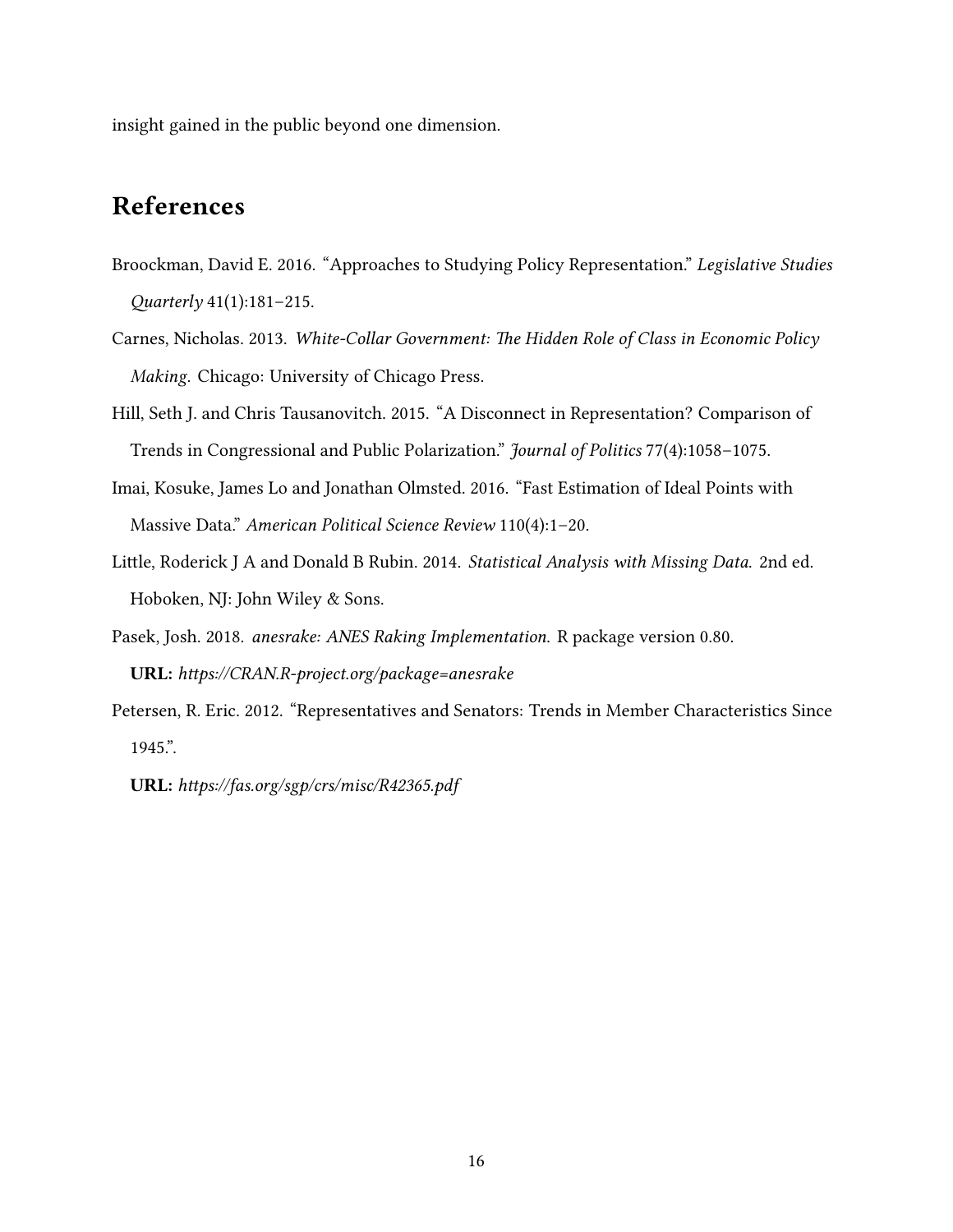insight gained in the public beyond one dimension.

## References

Broockman, David E. 2016. "Approaches to Studying Policy Representation." *Legislative Studies Quarterly* 41(1):181–215.

Carnes, Nicholas. 2013. *White-Collar Government: The Hidden Role of Class in Economic Policy Making*. Chicago: University of Chicago Press.

Hill, Seth J. and Chris Tausanovitch. 2015. "A Disconnect in Representation? Comparison of Trends in Congressional and Public Polarization." *Journal of Politics* 77(4):1058–1075.

Imai, Kosuke, James Lo and Jonathan Olmsted. 2016. "Fast Estimation of Ideal Points with Massive Data." *American Political Science Review* 110(4):1–20.

Little, Roderick J A and Donald B Rubin. 2014. *Statistical Analysis with Missing Data*. 2nd ed. Hoboken, NJ: John Wiley & Sons.

Pasek, Josh. 2018. *anesrake: ANES Raking Implementation*. R package version 0.80.
**URL:** *https://CRAN.R-project.org/package=anesrake*

Petersen, R. Eric. 2012. "Representatives and Senators: Trends in Member Characteristics Since 1945.".
**URL:** *https://fas.org/sgp/crs/misc/R42365.pdf*